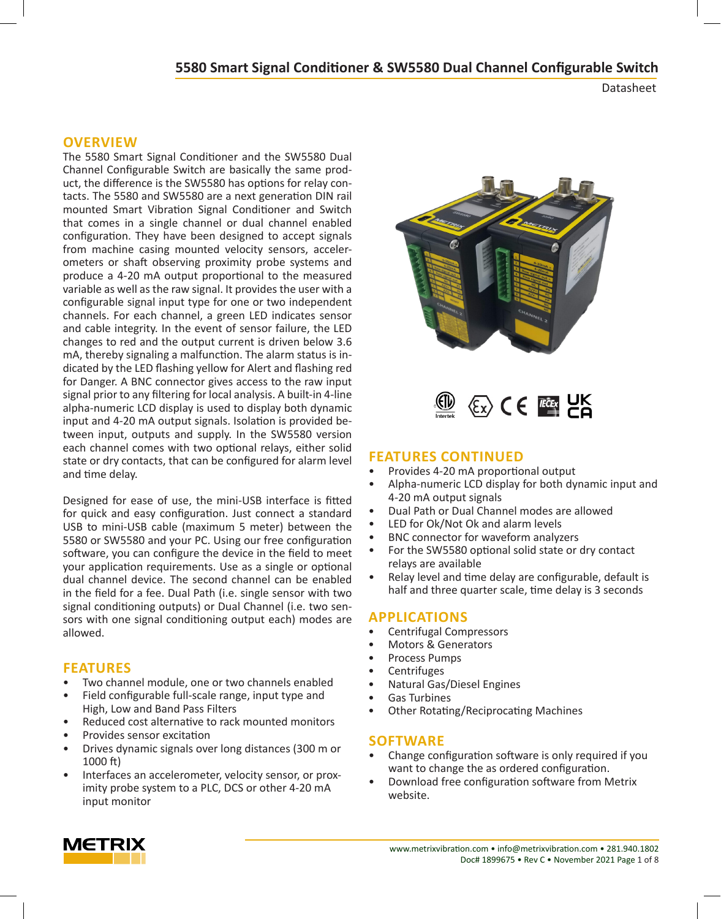# 5580 Smart Signal Conditioner & SW5580 Dual Channel Configurable Switch

Datasheet

## OVERVIEW

The 5580 Smart Signal Conditioner and the SW5580 Dual Channel Configurable Switch are basically the same product, the difference is the SW5580 has options for relay contacts. The 5580 and SW5580 are a next generation DIN rail mounted Smart Vibration Signal Conditioner and Switch that comes in a single channel or dual channel enabled configuration. They have been designed to accept signals from machine casing mounted velocity sensors, accelerometers or shaft observing proximity probe systems and produce a 4-20 mA output proportional to the measured variable as well as the raw signal. It provides the user with a configurable signal input type for one or two independent channels. For each channel, a green LED indicates sensor and cable integrity. In the event of sensor failure, the LED changes to red and the output current is driven below 3.6 mA, thereby signaling a malfunction. The alarm status is indicated by the LED flashing yellow for Alert and flashing red for Danger. A BNC connector gives access to the raw input signal prior to any filtering for local analysis. A built-in 4-line alpha-numeric LCD display is used to display both dynamic input and 4-20 mA output signals. Isolation is provided between input, outputs and supply. In the SW5580 version each channel comes with two optional relays, either solid state or dry contacts, that can be configured for alarm level and time delay.

Designed for ease of use, the mini-USB interface is fitted for quick and easy configuration. Just connect a standard USB to mini-USB cable (maximum 5 meter) between the 5580 or SW5580 and your PC. Using our free configuration software, you can configure the device in the field to meet your application requirements. Use as a single or optional dual channel device. The second channel can be enabled in the field for a fee. Dual Path (i.e. single sensor with two signal conditioning outputs) or Dual Channel (i.e. two sensors with one signal conditioning output each) modes are allowed.

## FEATURES

- Two channel module, one or two channels enabled
- Field configurable full-scale range, input type and High, Low and Band Pass Filters
- Reduced cost alternative to rack mounted monitors
- Provides sensor excitation
- Drives dynamic signals over long distances (300 m or 1000 ft)
- Interfaces an accelerometer, velocity sensor, or proximity probe system to a PLC, DCS or other 4-20 mA input monitor

## FEATURES CONTINUED

- Provides 4-20 mA proportional output
- Alpha-numeric LCD display for both dynamic input and 4-20 mA output signals
- Dual Path or Dual Channel modes are allowed
- LED for Ok/Not Ok and alarm levels
- BNC connector for waveform analyzers
- For the SW5580 optional solid state or dry contact relays are available
- Relay level and time delay are configurable, default is half and three quarter scale, time delay is 3 seconds

## APPLICATIONS

- Centrifugal Compressors
- Motors & Generators
- Process Pumps
- Centrifuges
- Natural Gas/Diesel Engines
- Gas Turbines
- Other Rotating/Reciprocating Machines

## SOFTWARE

- Change configuration software is only required if you want to change the as ordered configuration.
- Download free configuration software from Metrix website.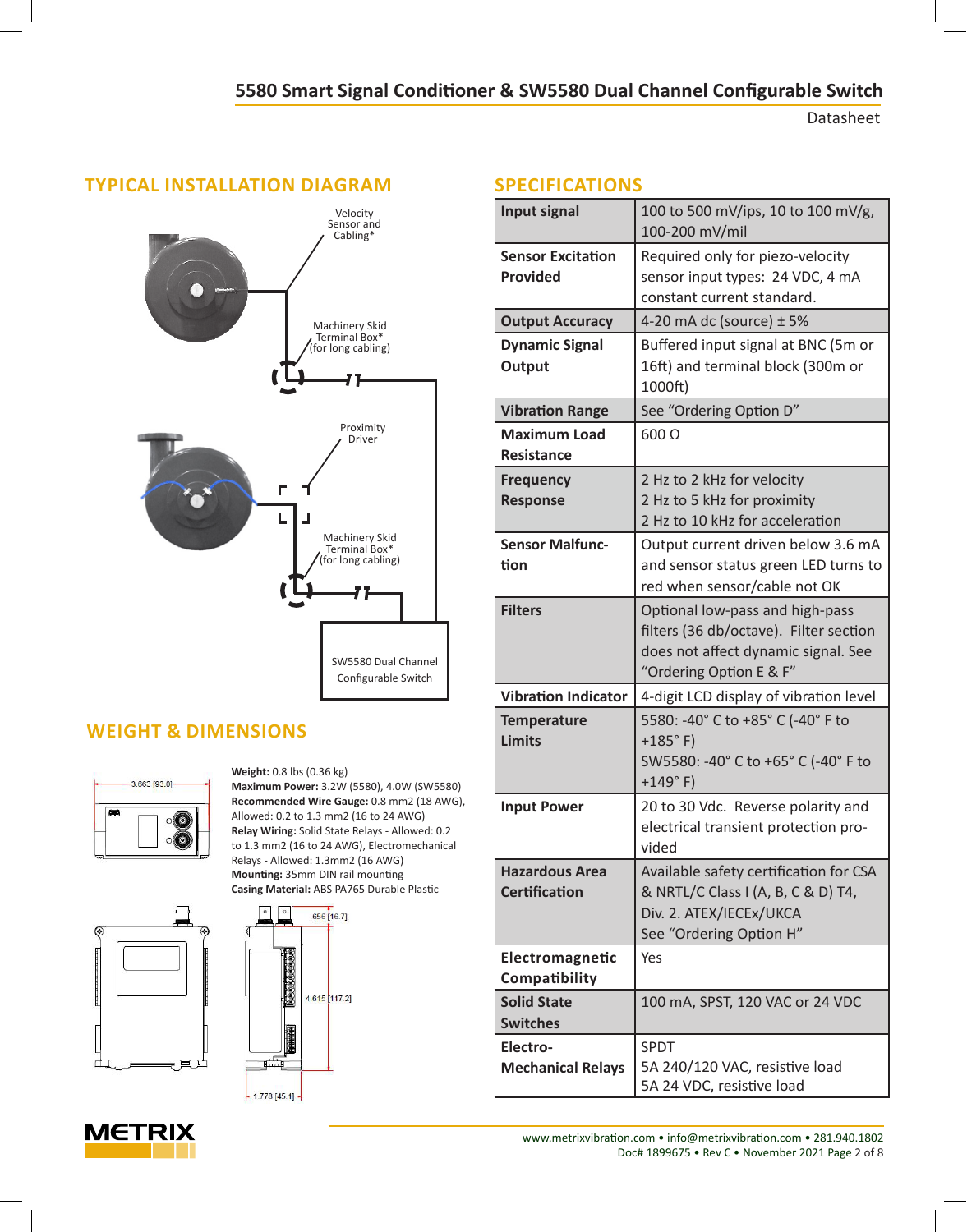## TYPICAL INSTALLATION DIAGRAM

Velocity Sensor and Cabling*

Machinery Skid Terminal Box* (for long cabling)

Proximity Driver

Machinery Skid Terminal Box* (for long cabling)

SW5580 Dual Channel Configurable Switch

## WEIGHT & DIMENSIONS

3.663 [93.0]

**Weight:** 0.8 lbs (0.36 kg)
**Maximum Power:** 3.2W (5580), 4.0W (SW5580)
**Recommended Wire Gauge:** 0.8 mm2 (18 AWG), Allowed: 0.2 to 1.3 mm2 (16 to 24 AWG)
**Relay Wiring:** Solid State Relays - Allowed: 0.2 to 1.3 mm2 (16 to 24 AWG), Electromechanical Relays - Allowed: 1.3mm2 (16 AWG)
**Mounting:** 35mm DIN rail mounting
**Casing Material:** ABS PA765 Durable Plastic

.656 [16.7]

4.615 [117.2]

1.778 [45.1]

## SPECIFICATIONS

| | |
|---|---|
| **Input signal** | 100 to 500 mV/ips, 10 to 100 mV/g, 100-200 mV/mil |
| **Sensor Excitation Provided** | Required only for piezo-velocity sensor input types: 24 VDC, 4 mA constant current standard. |
| **Output Accuracy** | 4-20 mA dc (source) ± 5% |
| **Dynamic Signal Output** | Buffered input signal at BNC (5m or 16ft) and terminal block (300m or 1000ft) |
| **Vibration Range** | See “Ordering Option D” |
| **Maximum Load Resistance** | 600 Ω |
| **Frequency Response** | 2 Hz to 2 kHz for velocity<br>2 Hz to 5 kHz for proximity<br>2 Hz to 10 kHz for acceleration |
| **Sensor Malfunction** | Output current driven below 3.6 mA and sensor status green LED turns to red when sensor/cable not OK |
| **Filters** | Optional low-pass and high-pass filters (36 db/octave). Filter section does not affect dynamic signal. See “Ordering Option E & F” |
| **Vibration Indicator** | 4-digit LCD display of vibration level |
| **Temperature Limits** | 5580: -40° C to +85° C (-40° F to +185° F)<br>SW5580: -40° C to +65° C (-40° F to +149° F) |
| **Input Power** | 20 to 30 Vdc. Reverse polarity and electrical transient protection provided |
| **Hazardous Area Certification** | Available safety certification for CSA & NRTL/C Class I (A, B, C & D) T4, Div. 2. ATEX/IECEx/UKCA<br>See “Ordering Option H” |
| **Electromagnetic Compatibility** | Yes |
| **Solid State Switches** | 100 mA, SPST, 120 VAC or 24 VDC |
| **Electro-Mechanical Relays** | SPDT<br>5A 240/120 VAC, resistive load<br>5A 24 VDC, resistive load |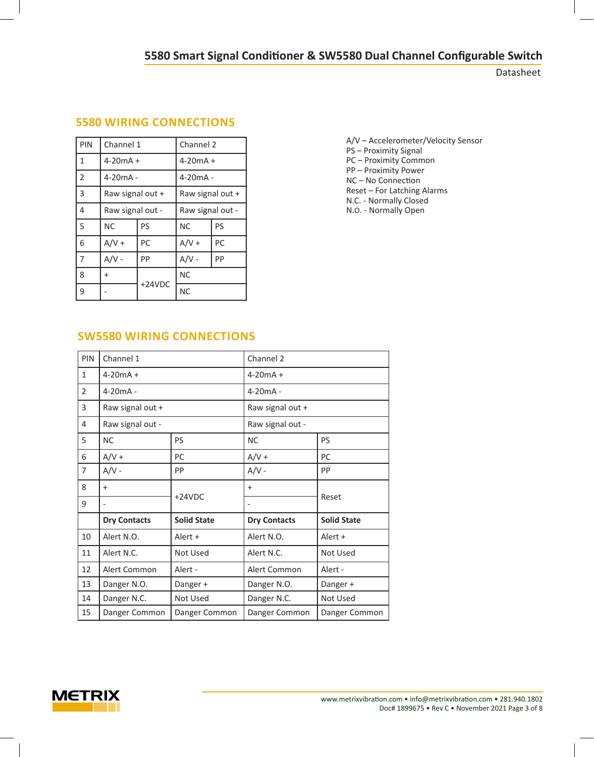## 5580 WIRING CONNECTIONS

| PIN | Channel 1 | | Channel 2 | |
|---|---|---|---|---|
| 1 | 4-20mA + | | 4-20mA + | |
| 2 | 4-20mA - | | 4-20mA - | |
| 3 | Raw signal out + | | Raw signal out + | |
| 4 | Raw signal out - | | Raw signal out - | |
| 5 | NC | PS | NC | PS |
| 6 | A/V + | PC | A/V + | PC |
| 7 | A/V - | PP | A/V - | PP |
| 8 | + | +24VDC | NC | |
| 9 | - | | NC | |

A/V – Accelerometer/Velocity Sensor
PS – Proximity Signal
PC – Proximity Common
PP – Proximity Power
NC – No Connection
Reset – For Latching Alarms
N.C. - Normally Closed
N.O. - Normally Open

## SW5580 WIRING CONNECTIONS

| PIN | Channel 1 | | Channel 2 | |
|---|---|---|---|---|
| 1 | 4-20mA + | | 4-20mA + | |
| 2 | 4-20mA - | | 4-20mA - | |
| 3 | Raw signal out + | | Raw signal out + | |
| 4 | Raw signal out - | | Raw signal out - | |
| 5 | NC | PS | NC | PS |
| 6 | A/V + | PC | A/V + | PC |
| 7 | A/V - | PP | A/V - | PP |
| 8 | + | +24VDC | + | Reset |
| 9 | - | | - | |
| | **Dry Contacts** | **Solid State** | **Dry Contacts** | **Solid State** |
| 10 | Alert N.O. | Alert + | Alert N.O. | Alert + |
| 11 | Alert N.C. | Not Used | Alert N.C. | Not Used |
| 12 | Alert Common | Alert - | Alert Common | Alert - |
| 13 | Danger N.O. | Danger + | Danger N.O. | Danger + |
| 14 | Danger N.C. | Not Used | Danger N.C. | Not Used |
| 15 | Danger Common | Danger Common | Danger Common | Danger Common |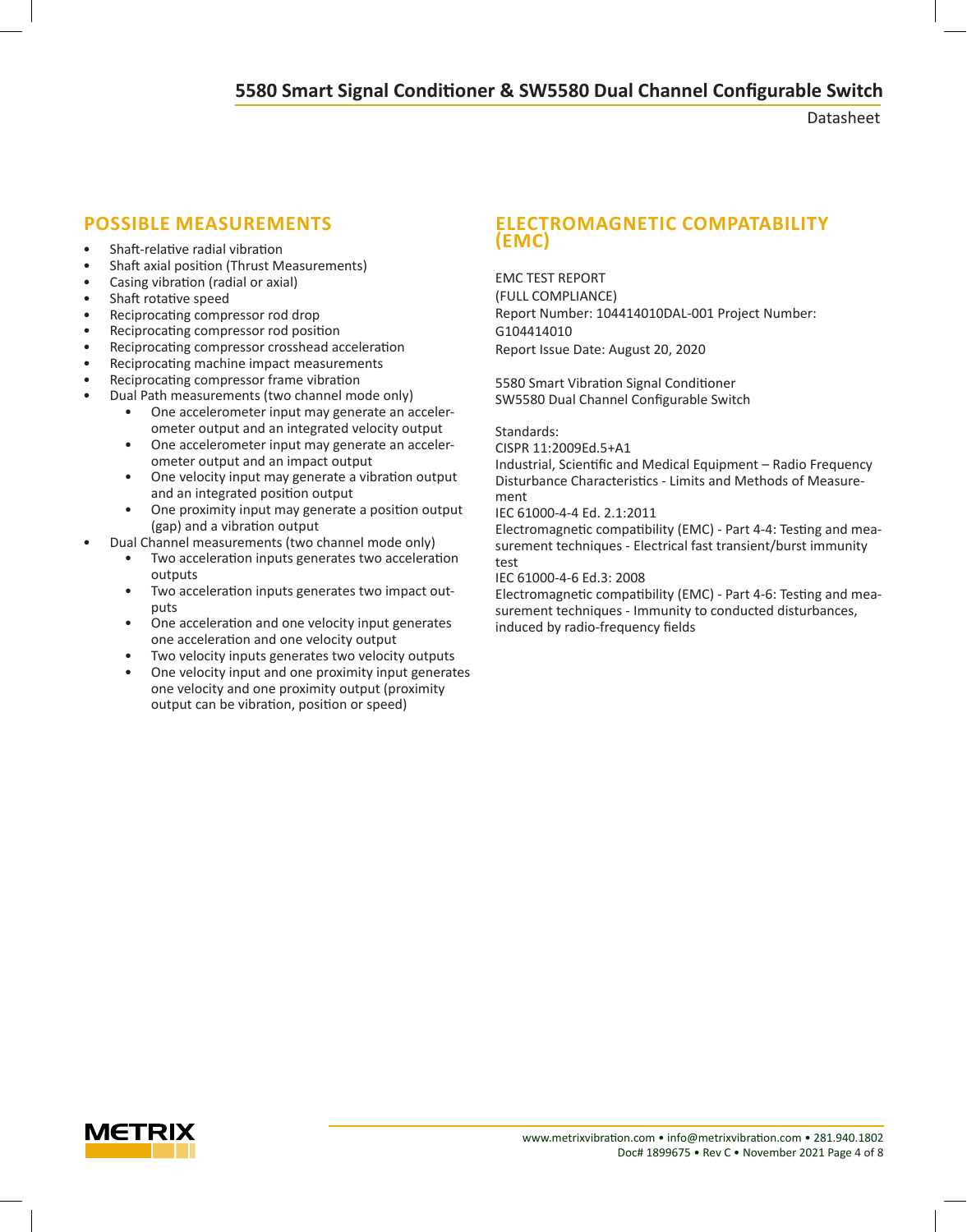## POSSIBLE MEASUREMENTS

- Shaft-relative radial vibration
- Shaft axial position (Thrust Measurements)
- Casing vibration (radial or axial)
- Shaft rotative speed
- Reciprocating compressor rod drop
- Reciprocating compressor rod position
- Reciprocating compressor crosshead acceleration
- Reciprocating machine impact measurements
- Reciprocating compressor frame vibration
- Dual Path measurements (two channel mode only)
    - One accelerometer input may generate an accelerometer output and an integrated velocity output
    - One accelerometer input may generate an accelerometer output and an impact output
    - One velocity input may generate a vibration output and an integrated position output
    - One proximity input may generate a position output (gap) and a vibration output
- Dual Channel measurements (two channel mode only)
    - Two acceleration inputs generates two acceleration outputs
    - Two acceleration inputs generates two impact outputs
    - One acceleration and one velocity input generates one acceleration and one velocity output
    - Two velocity inputs generates two velocity outputs
    - One velocity input and one proximity input generates one velocity and one proximity output (proximity output can be vibration, position or speed)

## ELECTROMAGNETIC COMPATABILITY (EMC)

EMC TEST REPORT
(FULL COMPLIANCE)
Report Number: 104414010DAL-001 Project Number: G104414010
Report Issue Date: August 20, 2020

5580 Smart Vibration Signal Conditioner
SW5580 Dual Channel Configurable Switch

Standards:
CISPR 11:2009Ed.5+A1
Industrial, Scientific and Medical Equipment – Radio Frequency Disturbance Characteristics - Limits and Methods of Measurement
IEC 61000-4-4 Ed. 2.1:2011
Electromagnetic compatibility (EMC) - Part 4-4: Testing and measurement techniques - Electrical fast transient/burst immunity test
IEC 61000-4-6 Ed.3: 2008
Electromagnetic compatibility (EMC) - Part 4-6: Testing and measurement techniques - Immunity to conducted disturbances, induced by radio-frequency fields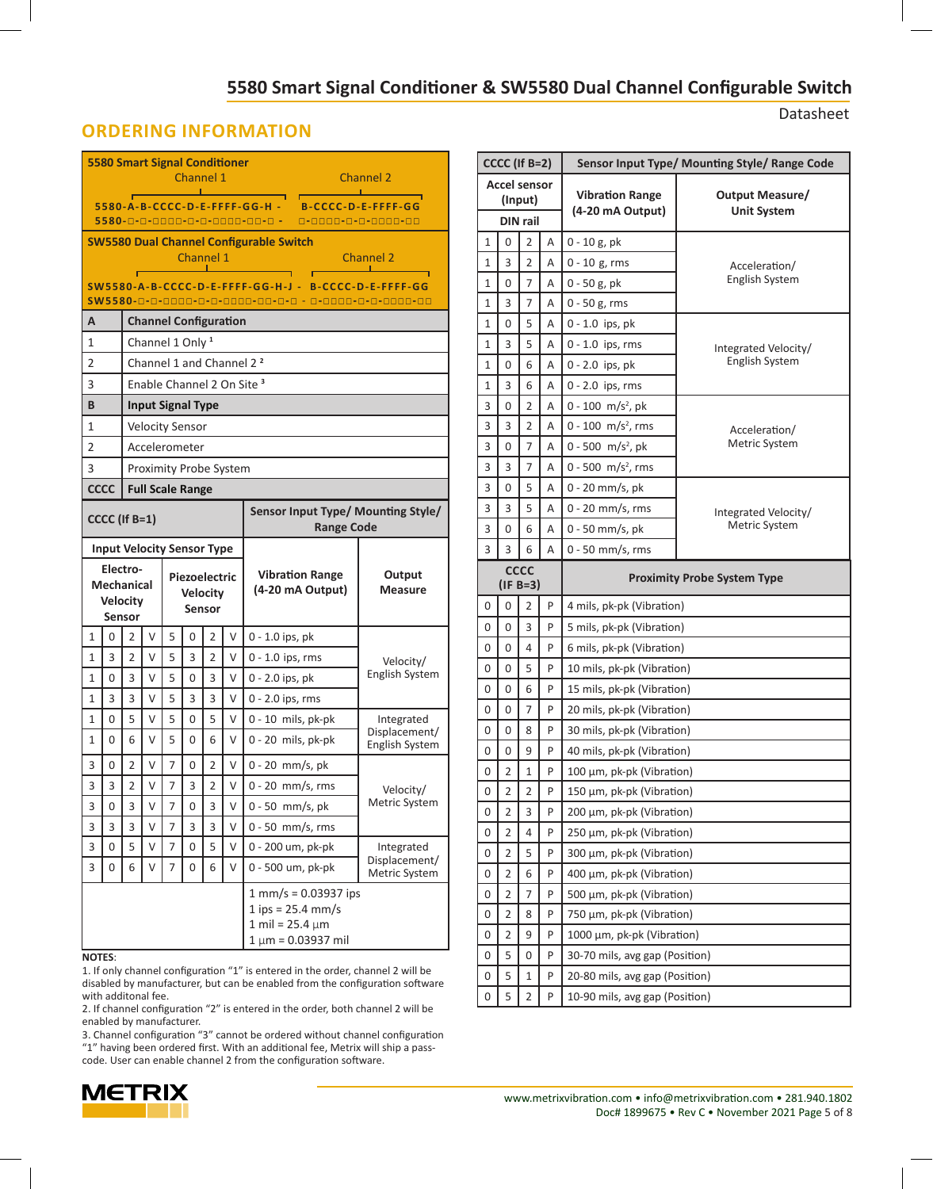## ORDERING INFORMATION

**5580 Smart Signal Conditioner**

Channel 1: 5580-A-B-CCCC-D-E-FFFF-GG-H - Channel 2: B-CCCC-D-E-FFFF-GG

5580-□-□-□□□□-□-□-□□□□-□□-□ - □-□□□□-□-□-□□□□-□□

**SW5580 Dual Channel Configurable Switch**

Channel 1: SW5580-A-B-CCCC-D-E-FFFF-GG-H-J - Channel 2: B-CCCC-D-E-FFFF-GG

SW5580-□-□-□□□□-□-□-□□□□-□□-□-□ - □-□□□□-□-□-□□□□-□□

| A | Channel Configuration |
|---|---|
| 1 | Channel 1 Only [1] |
| 2 | Channel 1 and Channel 2 [2] |
| 3 | Enable Channel 2 On Site [3] |
| **B** | **Input Signal Type** |
| 1 | Velocity Sensor |
| 2 | Accelerometer |
| 3 | Proximity Probe System |
| **CCCC** | **Full Scale Range** |

**CCCC (If B=1)** — Sensor Input Type/ Mounting Style/ Range Code

| Electro-Mechanical Velocity Sensor | | | | Piezoelectric Velocity Sensor | | | | Vibration Range (4-20 mA Output) | Output Measure |
|---|---|---|---|---|---|---|---|---|---|
| 1 | 0 | 2 | V | 5 | 0 | 2 | V | 0 - 1.0 ips, pk | Velocity/ English System |
| 1 | 3 | 2 | V | 5 | 3 | 2 | V | 0 - 1.0 ips, rms | Velocity/ English System |
| 1 | 0 | 3 | V | 5 | 0 | 3 | V | 0 - 2.0 ips, pk | Velocity/ English System |
| 1 | 3 | 3 | V | 5 | 3 | 3 | V | 0 - 2.0 ips, rms | Velocity/ English System |
| 1 | 0 | 5 | V | 5 | 0 | 5 | V | 0 - 10 mils, pk-pk | Integrated Displacement/ English System |
| 1 | 0 | 6 | V | 5 | 0 | 6 | V | 0 - 20 mils, pk-pk | Integrated Displacement/ English System |
| 3 | 0 | 2 | V | 7 | 0 | 2 | V | 0 - 20 mm/s, pk | Velocity/ Metric System |
| 3 | 3 | 2 | V | 7 | 3 | 2 | V | 0 - 20 mm/s, rms | Velocity/ Metric System |
| 3 | 0 | 3 | V | 7 | 0 | 3 | V | 0 - 50 mm/s, pk | Velocity/ Metric System |
| 3 | 3 | 3 | V | 7 | 3 | 3 | V | 0 - 50 mm/s, rms | Velocity/ Metric System |
| 3 | 0 | 5 | V | 7 | 0 | 5 | V | 0 - 200 um, pk-pk | Integrated Displacement/ Metric System |
| 3 | 0 | 6 | V | 7 | 0 | 6 | V | 0 - 500 um, pk-pk | Integrated Displacement/ Metric System |

1 mm/s = 0.03937 ips
1 ips = 25.4 mm/s
1 mil = 25.4 µm
1 µm = 0.03937 mil

**NOTES**:
1. If only channel configuration "1" is entered in the order, channel 2 will be disabled by manufacturer, but can be enabled from the configuration software with additonal fee.
2. If channel configuration "2" is entered in the order, both channel 2 will be enabled by manufacturer.
3. Channel configuration "3" cannot be ordered without channel configuration "1" having been ordered first. With an additional fee, Metrix will ship a pass-code. User can enable channel 2 from the configuration software.

**CCCC (If B=2)** — Sensor Input Type/ Mounting Style/ Range Code

| Accel sensor (Input) DIN rail | | | | Vibration Range (4-20 mA Output) | Output Measure/ Unit System |
|---|---|---|---|---|---|
| 1 | 0 | 2 | A | 0 - 10 g, pk | Acceleration/ English System |
| 1 | 3 | 2 | A | 0 - 10 g, rms | Acceleration/ English System |
| 1 | 0 | 7 | A | 0 - 50 g, pk | Acceleration/ English System |
| 1 | 3 | 7 | A | 0 - 50 g, rms | Acceleration/ English System |
| 1 | 0 | 5 | A | 0 - 1.0 ips, pk | Integrated Velocity/ English System |
| 1 | 3 | 5 | A | 0 - 1.0 ips, rms | Integrated Velocity/ English System |
| 1 | 0 | 6 | A | 0 - 2.0 ips, pk | Integrated Velocity/ English System |
| 1 | 3 | 6 | A | 0 - 2.0 ips, rms | Integrated Velocity/ English System |
| 3 | 0 | 2 | A | 0 - 100 m/s², pk | Acceleration/ Metric System |
| 3 | 3 | 2 | A | 0 - 100 m/s², rms | Acceleration/ Metric System |
| 3 | 0 | 7 | A | 0 - 500 m/s², pk | Acceleration/ Metric System |
| 3 | 3 | 7 | A | 0 - 500 m/s², rms | Acceleration/ Metric System |
| 3 | 0 | 5 | A | 0 - 20 mm/s, pk | Integrated Velocity/ Metric System |
| 3 | 3 | 5 | A | 0 - 20 mm/s, rms | Integrated Velocity/ Metric System |
| 3 | 0 | 6 | A | 0 - 50 mm/s, pk | Integrated Velocity/ Metric System |
| 3 | 3 | 6 | A | 0 - 50 mm/s, rms | Integrated Velocity/ Metric System |

| CCCC (IF B=3) | | | | Proximity Probe System Type |
|---|---|---|---|---|
| 0 | 0 | 2 | P | 4 mils, pk-pk (Vibration) |
| 0 | 0 | 3 | P | 5 mils, pk-pk (Vibration) |
| 0 | 0 | 4 | P | 6 mils, pk-pk (Vibration) |
| 0 | 0 | 5 | P | 10 mils, pk-pk (Vibration) |
| 0 | 0 | 6 | P | 15 mils, pk-pk (Vibration) |
| 0 | 0 | 7 | P | 20 mils, pk-pk (Vibration) |
| 0 | 0 | 8 | P | 30 mils, pk-pk (Vibration) |
| 0 | 0 | 9 | P | 40 mils, pk-pk (Vibration) |
| 0 | 2 | 1 | P | 100 µm, pk-pk (Vibration) |
| 0 | 2 | 2 | P | 150 µm, pk-pk (Vibration) |
| 0 | 2 | 3 | P | 200 µm, pk-pk (Vibration) |
| 0 | 2 | 4 | P | 250 µm, pk-pk (Vibration) |
| 0 | 2 | 5 | P | 300 µm, pk-pk (Vibration) |
| 0 | 2 | 6 | P | 400 µm, pk-pk (Vibration) |
| 0 | 2 | 7 | P | 500 µm, pk-pk (Vibration) |
| 0 | 2 | 8 | P | 750 µm, pk-pk (Vibration) |
| 0 | 2 | 9 | P | 1000 µm, pk-pk (Vibration) |
| 0 | 5 | 0 | P | 30-70 mils, avg gap (Position) |
| 0 | 5 | 1 | P | 20-80 mils, avg gap (Position) |
| 0 | 5 | 2 | P | 10-90 mils, avg gap (Position) |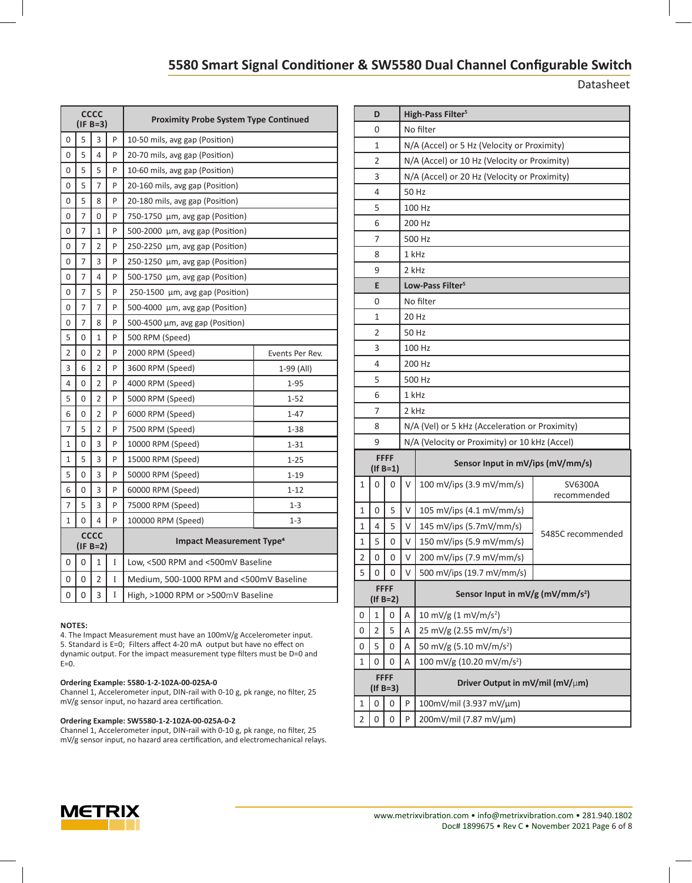| CCCC (IF B=3) | | | | Proximity Probe System Type Continued | |
|---|---|---|---|---|---|
| 0 | 5 | 3 | P | 10-50 mils, avg gap (Position) | |
| 0 | 5 | 4 | P | 20-70 mils, avg gap (Position) | |
| 0 | 5 | 5 | P | 10-60 mils, avg gap (Position) | |
| 0 | 5 | 7 | P | 20-160 mils, avg gap (Position) | |
| 0 | 5 | 8 | P | 20-180 mils, avg gap (Position) | |
| 0 | 7 | 0 | P | 750-1750 µm, avg gap (Position) | |
| 0 | 7 | 1 | P | 500-2000 µm, avg gap (Position) | |
| 0 | 7 | 2 | P | 250-2250 µm, avg gap (Position) | |
| 0 | 7 | 3 | P | 250-1250 µm, avg gap (Position) | |
| 0 | 7 | 4 | P | 500-1750 µm, avg gap (Position) | |
| 0 | 7 | 5 | P | 250-1500 µm, avg gap (Position) | |
| 0 | 7 | 7 | P | 500-4000 µm, avg gap (Position) | |
| 0 | 7 | 8 | P | 500-4500 µm, avg gap (Position) | |
| 5 | 0 | 1 | P | 500 RPM (Speed) | |
| 2 | 0 | 2 | P | 2000 RPM (Speed) | Events Per Rev. |
| 3 | 6 | 2 | P | 3600 RPM (Speed) | 1-99 (All) |
| 4 | 0 | 2 | P | 4000 RPM (Speed) | 1-95 |
| 5 | 0 | 2 | P | 5000 RPM (Speed) | 1-52 |
| 6 | 0 | 2 | P | 6000 RPM (Speed) | 1-47 |
| 7 | 5 | 2 | P | 7500 RPM (Speed) | 1-38 |
| 1 | 0 | 3 | P | 10000 RPM (Speed) | 1-31 |
| 1 | 5 | 3 | P | 15000 RPM (Speed) | 1-25 |
| 5 | 0 | 3 | P | 50000 RPM (Speed) | 1-19 |
| 6 | 0 | 3 | P | 60000 RPM (Speed) | 1-12 |
| 7 | 5 | 3 | P | 75000 RPM (Speed) | 1-3 |
| 1 | 0 | 4 | P | 100000 RPM (Speed) | 1-3 |

| CCCC (IF B=2) | | | | Impact Measurement Type[4] |
|---|---|---|---|---|
| 0 | 0 | 1 | I | Low, <500 RPM and <500mV Baseline |
| 0 | 0 | 2 | I | Medium, 500-1000 RPM and <500mV Baseline |
| 0 | 0 | 3 | I | High, >1000 RPM or >500mV Baseline |

**NOTES:**

4. The Impact Measurement must have an 100mV/g Accelerometer input.
5. Standard is E=0; Filters affect 4-20 mA output but have no effect on dynamic output. For the impact measurement type filters must be D=0 and E=0.

**Ordering Example: 5580-1-2-102A-00-025A-0**
Channel 1, Accelerometer input, DIN-rail with 0-10 g, pk range, no filter, 25 mV/g sensor input, no hazard area certification.

**Ordering Example: SW5580-1-2-102A-00-025A-0-2**
Channel 1, Accelerometer input, DIN-rail with 0-10 g, pk range, no filter, 25 mV/g sensor input, no hazard area certification, and electromechanical relays.

| D | High-Pass Filter[5] |
|---|---|
| 0 | No filter |
| 1 | N/A (Accel) or 5 Hz (Velocity or Proximity) |
| 2 | N/A (Accel) or 10 Hz (Velocity or Proximity) |
| 3 | N/A (Accel) or 20 Hz (Velocity or Proximity) |
| 4 | 50 Hz |
| 5 | 100 Hz |
| 6 | 200 Hz |
| 7 | 500 Hz |
| 8 | 1 kHz |
| 9 | 2 kHz |

| E | Low-Pass Filter[5] |
|---|---|
| 0 | No filter |
| 1 | 20 Hz |
| 2 | 50 Hz |
| 3 | 100 Hz |
| 4 | 200 Hz |
| 5 | 500 Hz |
| 6 | 1 kHz |
| 7 | 2 kHz |
| 8 | N/A (Vel) or 5 kHz (Acceleration or Proximity) |
| 9 | N/A (Velocity or Proximity) or 10 kHz (Accel) |

| FFFF (If B=1) | | | | Sensor Input in mV/ips (mV/mm/s) | |
|---|---|---|---|---|---|
| 1 | 0 | 0 | V | 100 mV/ips (3.9 mV/mm/s) | SV6300A recommended |
| 1 | 0 | 5 | V | 105 mV/ips (4.1 mV/mm/s) | 5485C recommended |
| 1 | 4 | 5 | V | 145 mV/ips (5.7mV/mm/s) | 5485C recommended |
| 1 | 5 | 0 | V | 150 mV/ips (5.9 mV/mm/s) | 5485C recommended |
| 2 | 0 | 0 | V | 200 mV/ips (7.9 mV/mm/s) | 5485C recommended |
| 5 | 0 | 0 | V | 500 mV/ips (19.7 mV/mm/s) | |

| FFFF (If B=2) | | | | Sensor Input in mV/g (mV/mm/s²) |
|---|---|---|---|---|
| 0 | 1 | 0 | A | 10 mV/g (1 mV/m/s²) |
| 0 | 2 | 5 | A | 25 mV/g (2.55 mV/m/s²) |
| 0 | 5 | 0 | A | 50 mV/g (5.10 mV/m/s²) |
| 1 | 0 | 0 | A | 100 mV/g (10.20 mV/m/s²) |

| FFFF (If B=3) | | | | Driver Output in mV/mil (mV/µm) |
|---|---|---|---|---|
| 1 | 0 | 0 | P | 100mV/mil (3.937 mV/µm) |
| 2 | 0 | 0 | P | 200mV/mil (7.87 mV/µm) |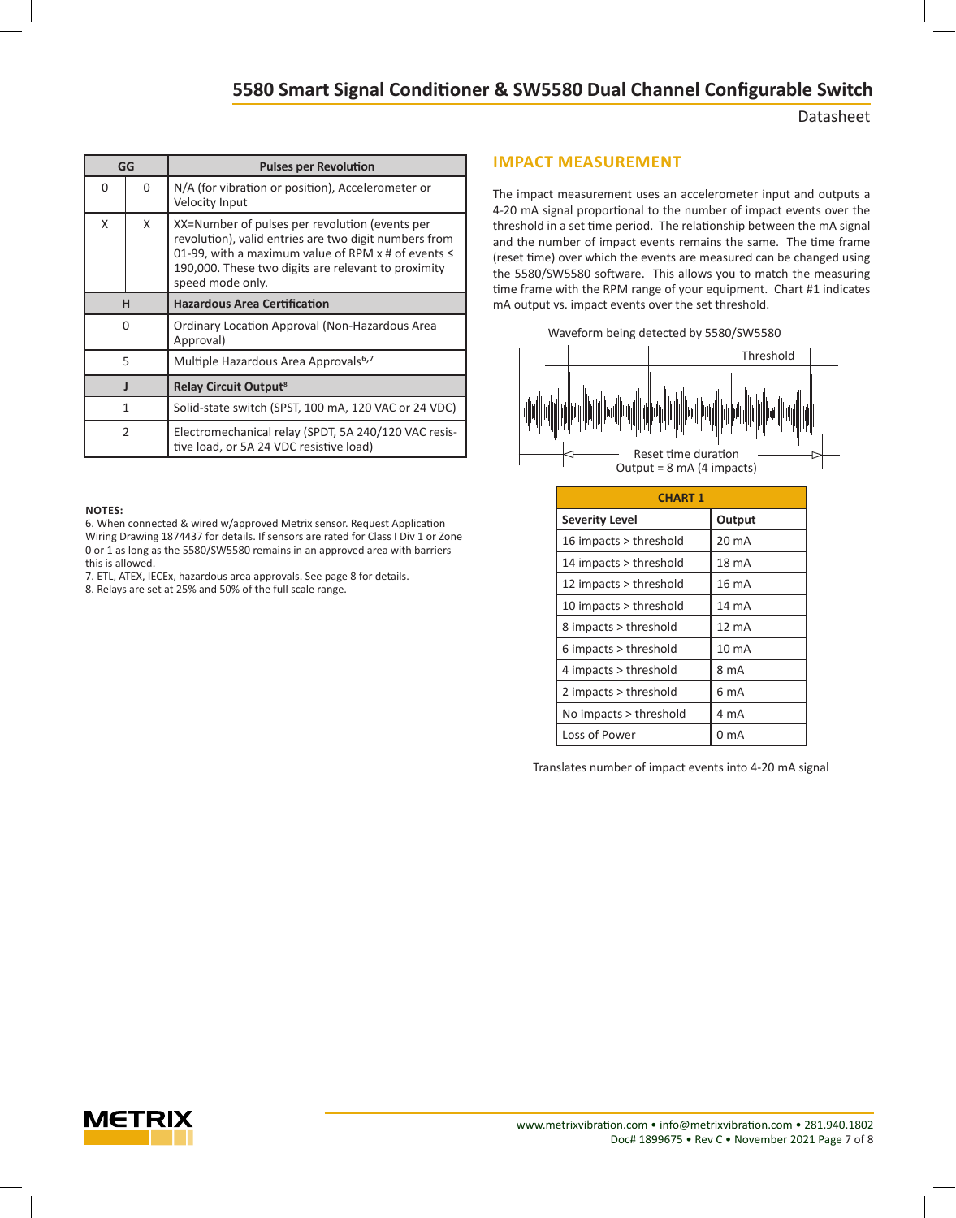| GG | | Pulses per Revolution |
|---|---|---|
| 0 | 0 | N/A (for vibration or position), Accelerometer or Velocity Input |
| X | X | XX=Number of pulses per revolution (events per revolution), valid entries are two digit numbers from 01-99, with a maximum value of RPM x # of events ≤ 190,000. These two digits are relevant to proximity speed mode only. |
| **H** | | **Hazardous Area Certification** |
| 0 | | Ordinary Location Approval (Non-Hazardous Area Approval) |
| 5 | | Multiple Hazardous Area Approvals[6,7] |
| **J** | | **Relay Circuit Output[8]** |
| 1 | | Solid-state switch (SPST, 100 mA, 120 VAC or 24 VDC) |
| 2 | | Electromechanical relay (SPDT, 5A 240/120 VAC resistive load, or 5A 24 VDC resistive load) |

**NOTES:**

6. When connected & wired w/approved Metrix sensor. Request Application Wiring Drawing 1874437 for details. If sensors are rated for Class I Div 1 or Zone 0 or 1 as long as the 5580/SW5580 remains in an approved area with barriers this is allowed.
7. ETL, ATEX, IECEx, hazardous area approvals. See page 8 for details.
8. Relays are set at 25% and 50% of the full scale range.

## IMPACT MEASUREMENT

The impact measurement uses an accelerometer input and outputs a 4-20 mA signal proportional to the number of impact events over the threshold in a set time period. The relationship between the mA signal and the number of impact events remains the same. The time frame (reset time) over which the events are measured can be changed using the 5580/SW5580 software. This allows you to match the measuring time frame with the RPM range of your equipment. Chart #1 indicates mA output vs. impact events over the set threshold.

Waveform being detected by 5580/SW5580

Threshold

Reset time duration
Output = 8 mA (4 impacts)

| CHART 1 | |
|---|---|
| **Severity Level** | **Output** |
| 16 impacts > threshold | 20 mA |
| 14 impacts > threshold | 18 mA |
| 12 impacts > threshold | 16 mA |
| 10 impacts > threshold | 14 mA |
| 8 impacts > threshold | 12 mA |
| 6 impacts > threshold | 10 mA |
| 4 impacts > threshold | 8 mA |
| 2 impacts > threshold | 6 mA |
| No impacts > threshold | 4 mA |
| Loss of Power | 0 mA |

Translates number of impact events into 4-20 mA signal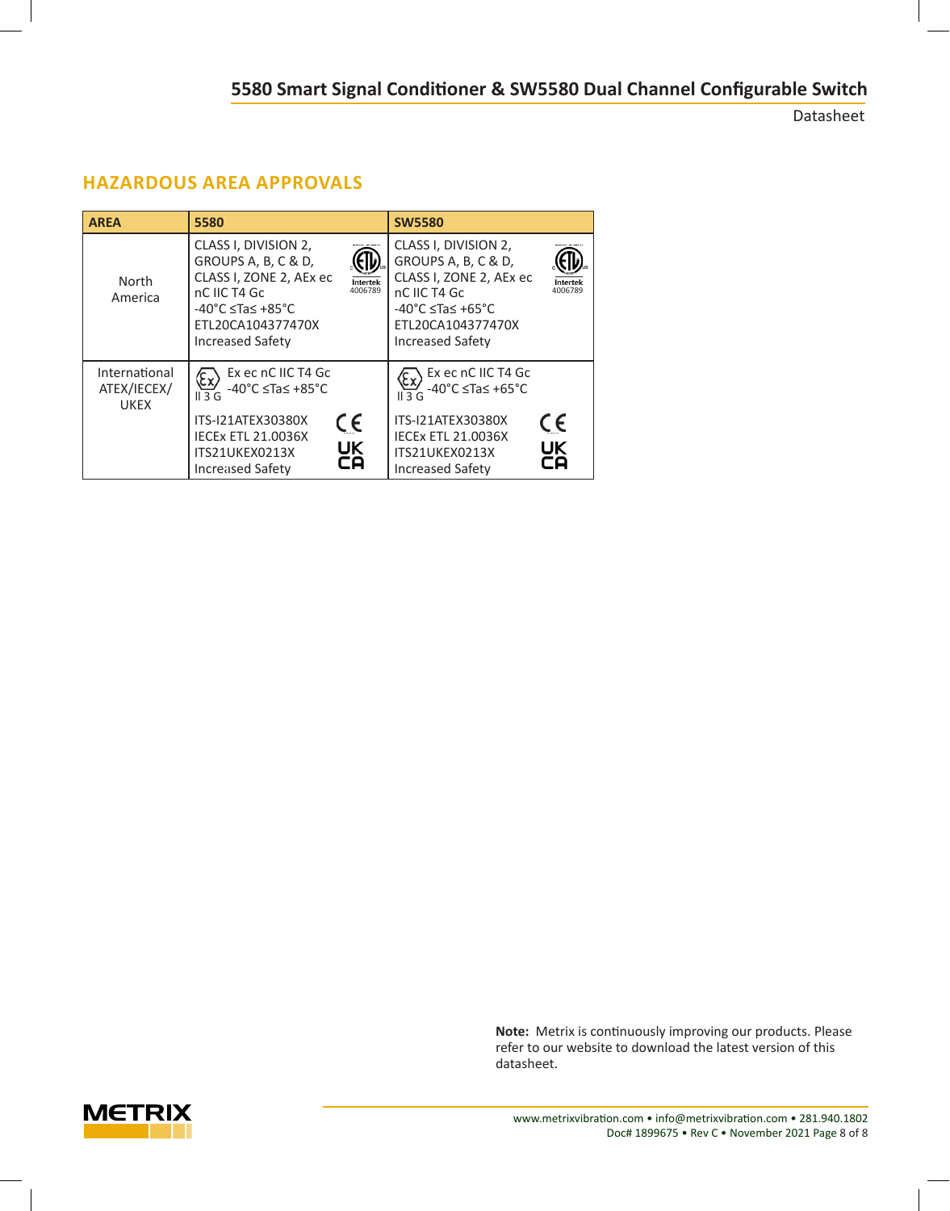## HAZARDOUS AREA APPROVALS

| AREA | 5580 | SW5580 |
| --- | --- | --- |
| North America | CLASS I, DIVISION 2, GROUPS A, B, C & D, CLASS I, ZONE 2, AEx ec nC IIC T4 Gc<br>-40°C ≤Ta≤ +85°C<br>ETL20CA104377470X<br>Increased Safety<br>Intertek 4006789 | CLASS I, DIVISION 2, GROUPS A, B, C & D, CLASS I, ZONE 2, AEx ec nC IIC T4 Gc<br>-40°C ≤Ta≤ +65°C<br>ETL20CA104377470X<br>Increased Safety<br>Intertek 4006789 |
| International ATEX/IECEX/ UKEX | II 3 G Ex ec nC IIC T4 Gc<br>-40°C ≤Ta≤ +85°C<br>ITS-I21ATEX30380X<br>IECEx ETL 21.0036X<br>ITS21UKEX0213X<br>Increased Safety | II 3 G Ex ec nC IIC T4 Gc<br>-40°C ≤Ta≤ +65°C<br>ITS-I21ATEX30380X<br>IECEx ETL 21.0036X<br>ITS21UKEX0213X<br>Increased Safety |

**Note:** Metrix is continuously improving our products. Please refer to our website to download the latest version of this datasheet.

www.metrixvibration.com • info@metrixvibration.com • 281.940.1802
Doc# 1899675 • Rev C • November 2021